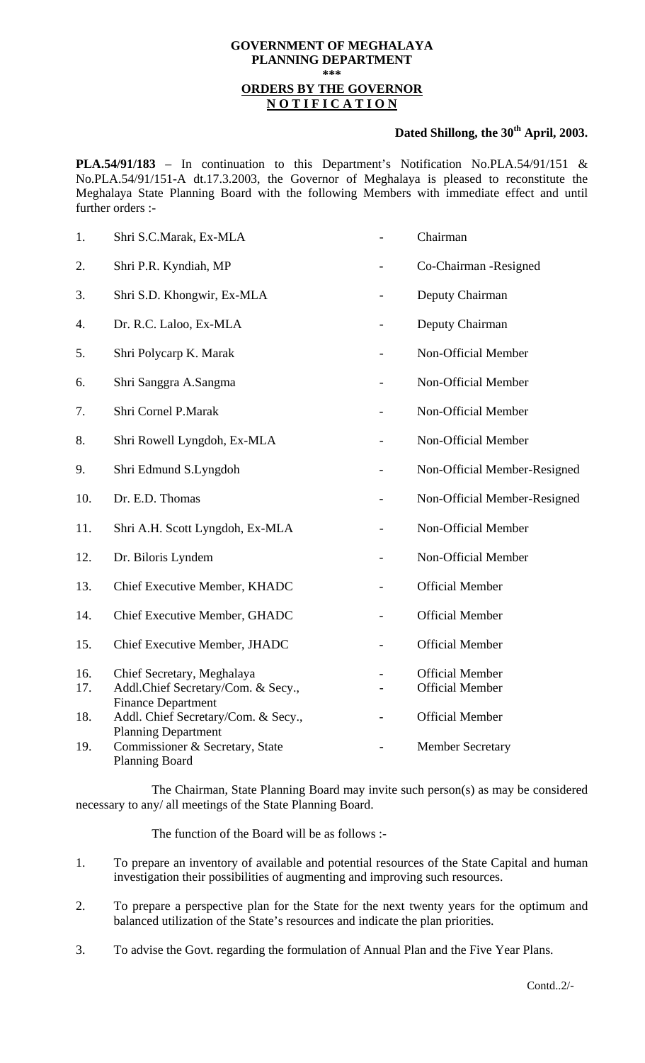**GOVERNMENT OF MEGHALAYA**
**PLANNING DEPARTMENT**
**\*\*\***
**ORDERS BY THE GOVERNOR**
**N O T I F I C A T I O N**

**Dated Shillong, the 30th April, 2003.**

**PLA.54/91/183** – In continuation to this Department's Notification No.PLA.54/91/151 & No.PLA.54/91/151-A dt.17.3.2003, the Governor of Meghalaya is pleased to reconstitute the Meghalaya State Planning Board with the following Members with immediate effect and until further orders :-

| | | | |
|---|---|---|---|
| 1. | Shri S.C.Marak, Ex-MLA | - | Chairman |
| 2. | Shri P.R. Kyndiah, MP | - | Co-Chairman -Resigned |
| 3. | Shri S.D. Khongwir, Ex-MLA | - | Deputy Chairman |
| 4. | Dr. R.C. Laloo, Ex-MLA | - | Deputy Chairman |
| 5. | Shri Polycarp K. Marak | - | Non-Official Member |
| 6. | Shri Sanggra A.Sangma | - | Non-Official Member |
| 7. | Shri Cornel P.Marak | - | Non-Official Member |
| 8. | Shri Rowell Lyngdoh, Ex-MLA | - | Non-Official Member |
| 9. | Shri Edmund S.Lyngdoh | - | Non-Official Member-Resigned |
| 10. | Dr. E.D. Thomas | - | Non-Official Member-Resigned |
| 11. | Shri A.H. Scott Lyngdoh, Ex-MLA | - | Non-Official Member |
| 12. | Dr. Biloris Lyndem | - | Non-Official Member |
| 13. | Chief Executive Member, KHADC | - | Official Member |
| 14. | Chief Executive Member, GHADC | - | Official Member |
| 15. | Chief Executive Member, JHADC | - | Official Member |
| 16. | Chief Secretary, Meghalaya | - | Official Member |
| 17. | Addl.Chief Secretary/Com. & Secy., Finance Department | - | Official Member |
| 18. | Addl. Chief Secretary/Com. & Secy., Planning Department | - | Official Member |
| 19. | Commissioner & Secretary, State Planning Board | - | Member Secretary |

The Chairman, State Planning Board may invite such person(s) as may be considered necessary to any/ all meetings of the State Planning Board.

The function of the Board will be as follows :-

1. To prepare an inventory of available and potential resources of the State Capital and human investigation their possibilities of augmenting and improving such resources.
2. To prepare a perspective plan for the State for the next twenty years for the optimum and balanced utilization of the State's resources and indicate the plan priorities.
3. To advise the Govt. regarding the formulation of Annual Plan and the Five Year Plans.

Contd..2/-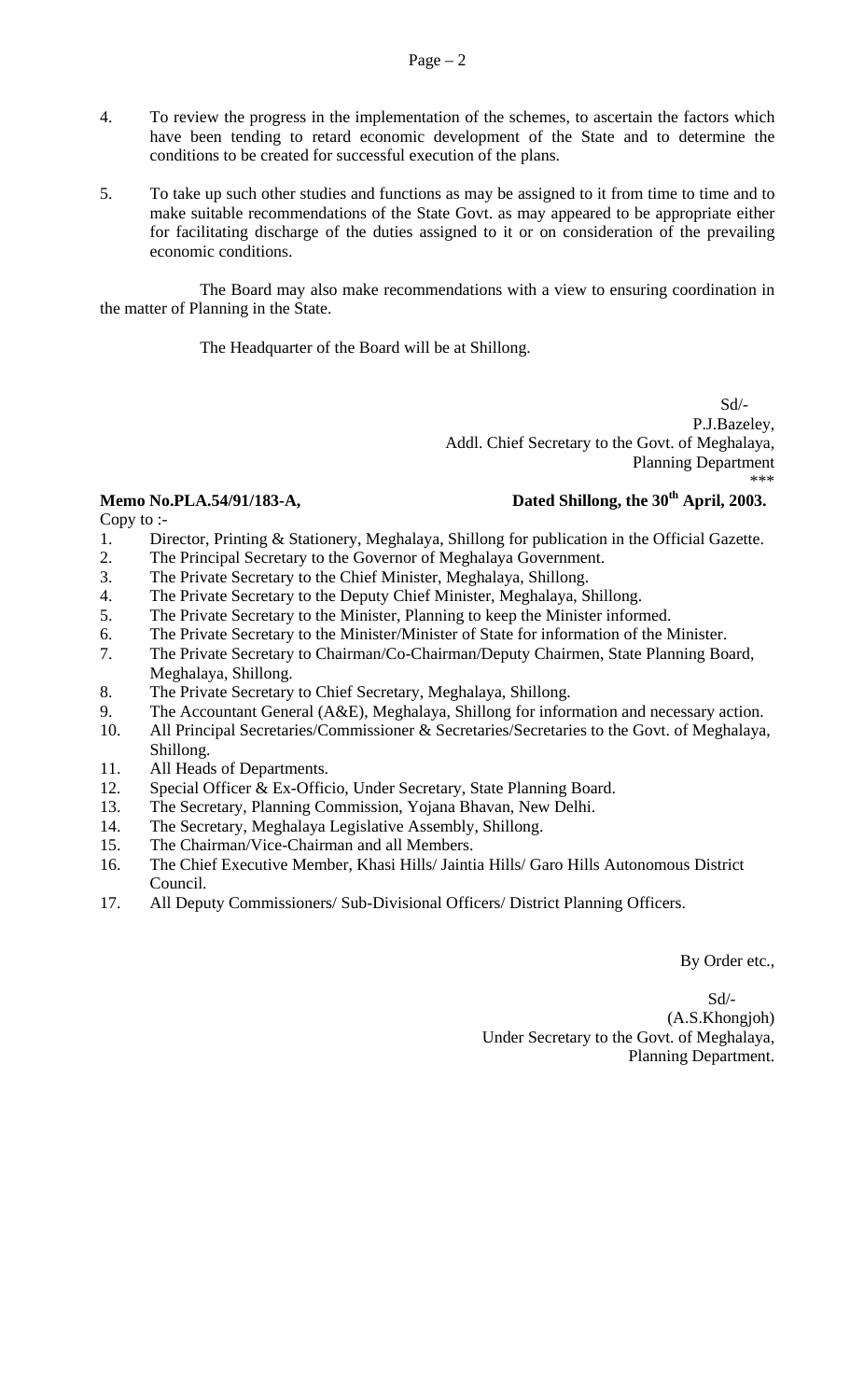4. To review the progress in the implementation of the schemes, to ascertain the factors which have been tending to retard economic development of the State and to determine the conditions to be created for successful execution of the plans.

5. To take up such other studies and functions as may be assigned to it from time to time and to make suitable recommendations of the State Govt. as may appeared to be appropriate either for facilitating discharge of the duties assigned to it or on consideration of the prevailing economic conditions.

The Board may also make recommendations with a view to ensuring coordination in the matter of Planning in the State.

The Headquarter of the Board will be at Shillong.

Sd/-
P.J.Bazeley,
Addl. Chief Secretary to the Govt. of Meghalaya,
Planning Department

***

**Memo No.PLA.54/91/183-A,** **Dated Shillong, the 30th April, 2003.**

Copy to :-

1. Director, Printing & Stationery, Meghalaya, Shillong for publication in the Official Gazette.
2. The Principal Secretary to the Governor of Meghalaya Government.
3. The Private Secretary to the Chief Minister, Meghalaya, Shillong.
4. The Private Secretary to the Deputy Chief Minister, Meghalaya, Shillong.
5. The Private Secretary to the Minister, Planning to keep the Minister informed.
6. The Private Secretary to the Minister/Minister of State for information of the Minister.
7. The Private Secretary to Chairman/Co-Chairman/Deputy Chairmen, State Planning Board, Meghalaya, Shillong.
8. The Private Secretary to Chief Secretary, Meghalaya, Shillong.
9. The Accountant General (A&E), Meghalaya, Shillong for information and necessary action.
10. All Principal Secretaries/Commissioner & Secretaries/Secretaries to the Govt. of Meghalaya, Shillong.
11. All Heads of Departments.
12. Special Officer & Ex-Officio, Under Secretary, State Planning Board.
13. The Secretary, Planning Commission, Yojana Bhavan, New Delhi.
14. The Secretary, Meghalaya Legislative Assembly, Shillong.
15. The Chairman/Vice-Chairman and all Members.
16. The Chief Executive Member, Khasi Hills/ Jaintia Hills/ Garo Hills Autonomous District Council.
17. All Deputy Commissioners/ Sub-Divisional Officers/ District Planning Officers.

By Order etc.,

Sd/-
(A.S.Khongjoh)
Under Secretary to the Govt. of Meghalaya,
Planning Department.